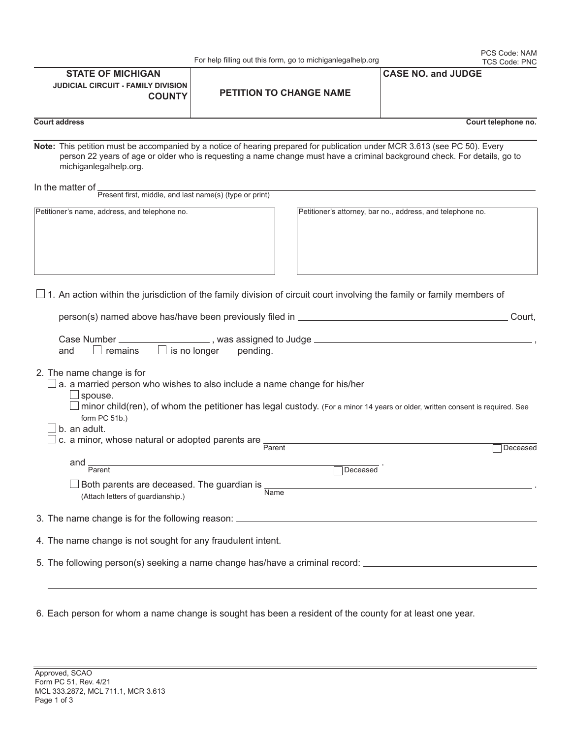For help filling out this form, go to michiganlegalhelp.org

PCS Code: NAM
TCS Code: PNC

| STATE OF MICHIGAN<br>JUDICIAL CIRCUIT - FAMILY DIVISION<br>COUNTY | PETITION TO CHANGE NAME | CASE NO. and JUDGE |
|---|---|---|

Court address — Court telephone no.

**Note:** This petition must be accompanied by a notice of hearing prepared for publication under MCR 3.613 (see PC 50). Every person 22 years of age or older who is requesting a name change must have a criminal background check. For details, go to michiganlegalhelp.org.

In the matter of ______________________________________________
Present first, middle, and last name(s) (type or print)

| Petitioner's name, address, and telephone no. | Petitioner's attorney, bar no., address, and telephone no. |
|---|---|
| | |

☐ 1. An action within the jurisdiction of the family division of circuit court involving the family or family members of person(s) named above has/have been previously filed in ______________________ Court, Case Number ______________, was assigned to Judge ______________________, and ☐ remains ☐ is no longer pending.

2. The name change is for
   - ☐ a. a married person who wishes to also include a name change for his/her
     - ☐ spouse.
     - ☐ minor child(ren), of whom the petitioner has legal custody. (For a minor 14 years or older, written consent is required. See form PC 51b.)
   - ☐ b. an adult.
   - ☐ c. a minor, whose natural or adopted parents are ______________________ (Parent) ☐ Deceased
     and ______________________ (Parent) ☐ Deceased.
     - ☐ Both parents are deceased. The guardian is ______________________ (Name).
       (Attach letters of guardianship.)

3. The name change is for the following reason: ______________________________________________

4. The name change is not sought for any fraudulent intent.

5. The following person(s) seeking a name change has/have a criminal record: ______________________________________________

6. Each person for whom a name change is sought has been a resident of the county for at least one year.

Approved, SCAO
Form PC 51, Rev. 4/21
MCL 333.2872, MCL 711.1, MCR 3.613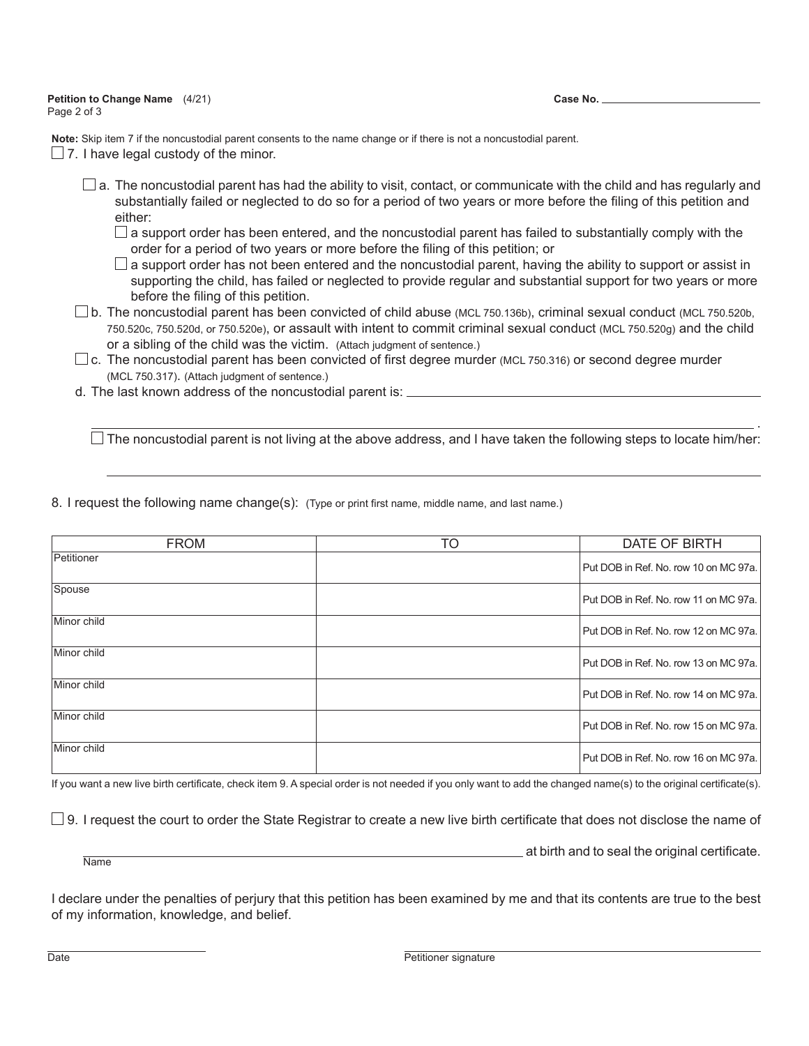**Petition to Change Name** (4/21)
Page 2 of 3

**Case No.** ____________________

**Note:** Skip item 7 if the noncustodial parent consents to the name change or if there is not a noncustodial parent.

☐ 7. I have legal custody of the minor.

☐ a. The noncustodial parent has had the ability to visit, contact, or communicate with the child and has regularly and substantially failed or neglected to do so for a period of two years or more before the filing of this petition and either:

☐ a support order has been entered, and the noncustodial parent has failed to substantially comply with the order for a period of two years or more before the filing of this petition; or

☐ a support order has not been entered and the noncustodial parent, having the ability to support or assist in supporting the child, has failed or neglected to provide regular and substantial support for two years or more before the filing of this petition.

☐ b. The noncustodial parent has been convicted of child abuse (MCL 750.136b), criminal sexual conduct (MCL 750.520b, 750.520c, 750.520d, or 750.520e), or assault with intent to commit criminal sexual conduct (MCL 750.520g) and the child or a sibling of the child was the victim. (Attach judgment of sentence.)

☐ c. The noncustodial parent has been convicted of first degree murder (MCL 750.316) or second degree murder (MCL 750.317). (Attach judgment of sentence.)

d. The last known address of the noncustodial parent is: ____________________

____________________.

☐ The noncustodial parent is not living at the above address, and I have taken the following steps to locate him/her:

____________________

8. I request the following name change(s): (Type or print first name, middle name, and last name.)

| FROM | TO | DATE OF BIRTH |
|---|---|---|
| Petitioner | | Put DOB in Ref. No. row 10 on MC 97a. |
| Spouse | | Put DOB in Ref. No. row 11 on MC 97a. |
| Minor child | | Put DOB in Ref. No. row 12 on MC 97a. |
| Minor child | | Put DOB in Ref. No. row 13 on MC 97a. |
| Minor child | | Put DOB in Ref. No. row 14 on MC 97a. |
| Minor child | | Put DOB in Ref. No. row 15 on MC 97a. |
| Minor child | | Put DOB in Ref. No. row 16 on MC 97a. |

If you want a new live birth certificate, check item 9. A special order is not needed if you only want to add the changed name(s) to the original certificate(s).

☐ 9. I request the court to order the State Registrar to create a new live birth certificate that does not disclose the name of

____________________ at birth and to seal the original certificate.
Name

I declare under the penalties of perjury that this petition has been examined by me and that its contents are true to the best of my information, knowledge, and belief.

____________________
Date

____________________
Petitioner signature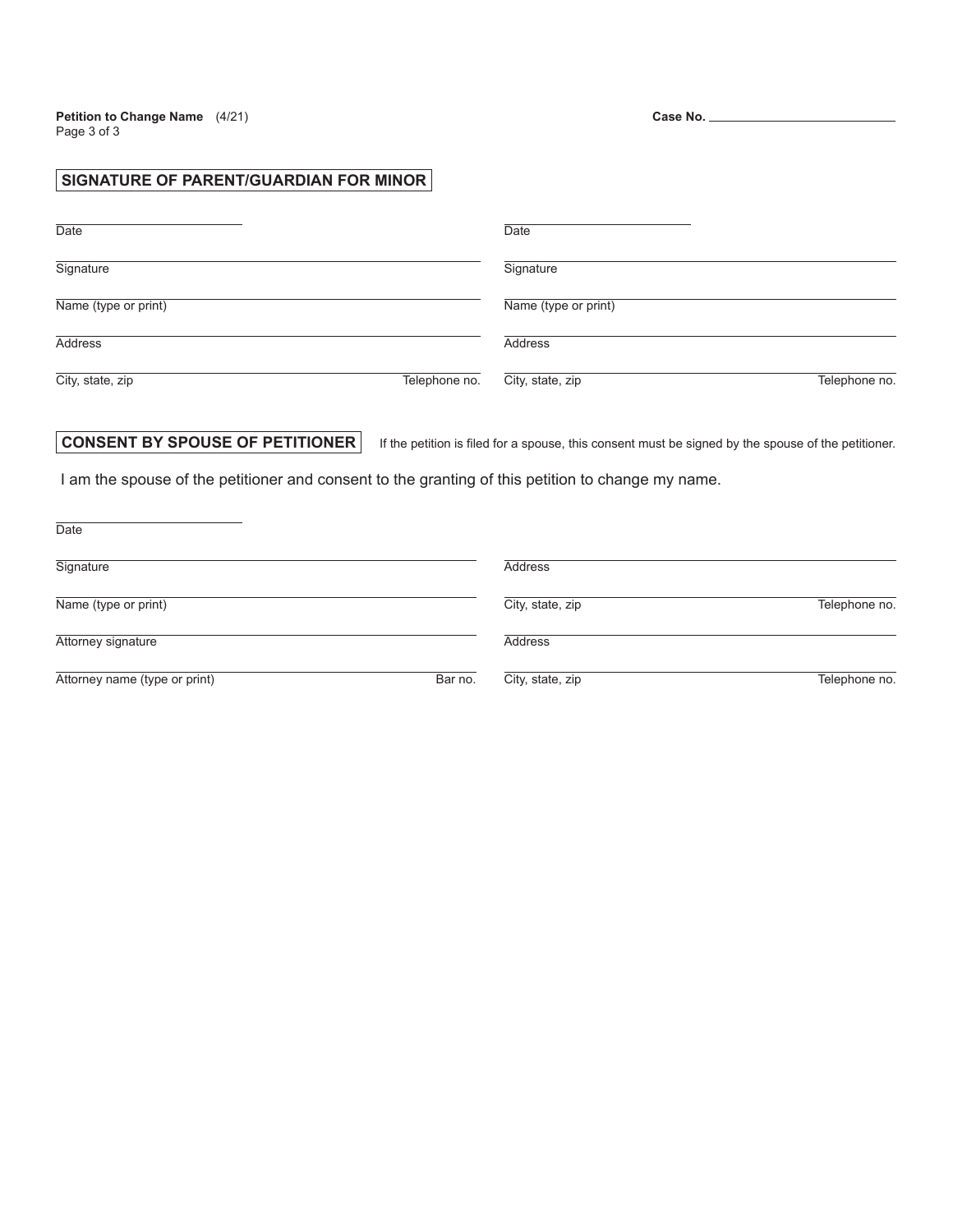**Petition to Change Name** (4/21)
Page 3 of 3

**Case No.** ____________________

## SIGNATURE OF PARENT/GUARDIAN FOR MINOR

| | |
|---|---|
| Date | Date |
| Signature | Signature |
| Name (type or print) | Name (type or print) |
| Address | Address |
| City, state, zip Telephone no. | City, state, zip Telephone no. |

## CONSENT BY SPOUSE OF PETITIONER

If the petition is filed for a spouse, this consent must be signed by the spouse of the petitioner.

I am the spouse of the petitioner and consent to the granting of this petition to change my name.

Date

| | |
|---|---|
| Signature | Address |
| Name (type or print) | City, state, zip Telephone no. |
| Attorney signature | Address |
| Attorney name (type or print) Bar no. | City, state, zip Telephone no. |